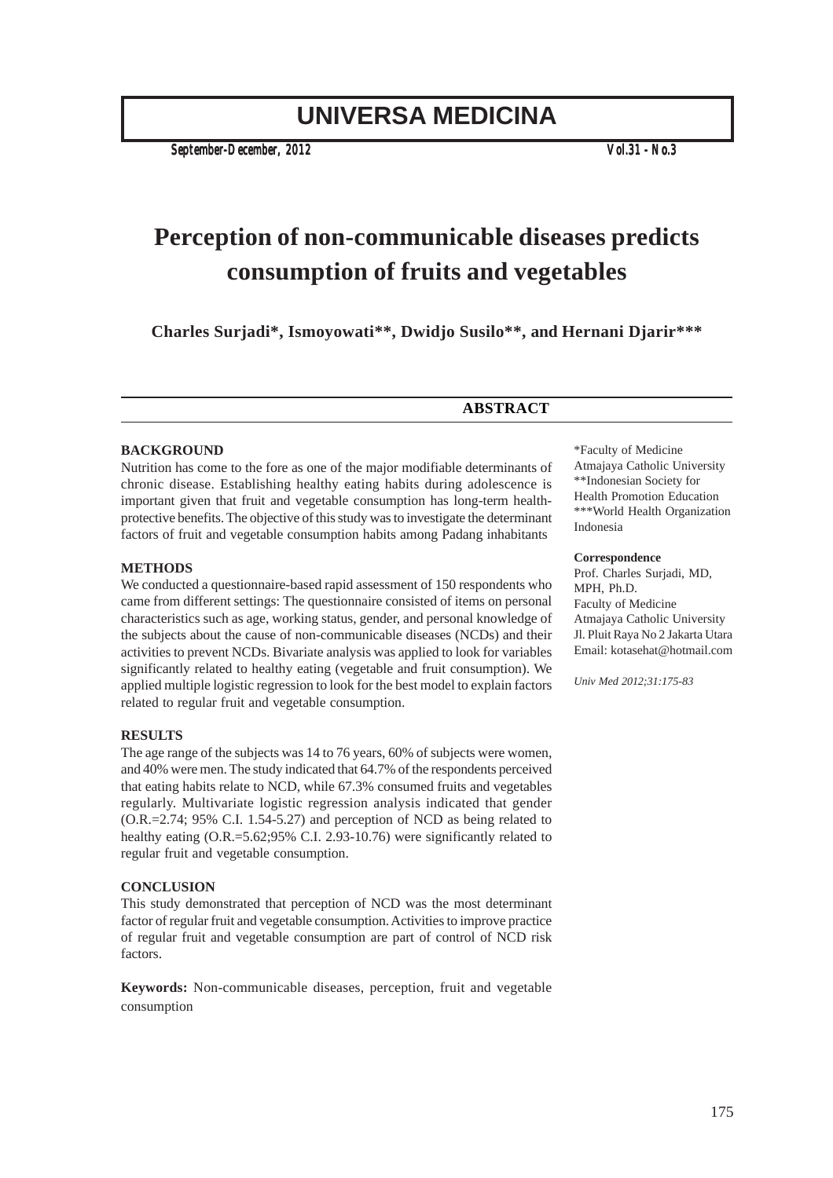# Perception of non-communicable diseases predicts consumption of fruits and vegetables

**Charles Surjadi\*, Ismoyowati\*\*, Dwidjo Susilo\*\*, and Hernani Djarir\*\*\***

## ABSTRACT

### BACKGROUND

Nutrition has come to the fore as one of the major modifiable determinants of chronic disease. Establishing healthy eating habits during adolescence is important given that fruit and vegetable consumption has long-term health-protective benefits. The objective of this study was to investigate the determinant factors of fruit and vegetable consumption habits among Padang inhabitants

### METHODS

We conducted a questionnaire-based rapid assessment of 150 respondents who came from different settings: The questionnaire consisted of items on personal characteristics such as age, working status, gender, and personal knowledge of the subjects about the cause of non-communicable diseases (NCDs) and their activities to prevent NCDs. Bivariate analysis was applied to look for variables significantly related to healthy eating (vegetable and fruit consumption). We applied multiple logistic regression to look for the best model to explain factors related to regular fruit and vegetable consumption.

### RESULTS

The age range of the subjects was 14 to 76 years, 60% of subjects were women, and 40% were men. The study indicated that 64.7% of the respondents perceived that eating habits relate to NCD, while 67.3% consumed fruits and vegetables regularly. Multivariate logistic regression analysis indicated that gender (O.R.=2.74; 95% C.I. 1.54-5.27) and perception of NCD as being related to healthy eating (O.R.=5.62;95% C.I. 2.93-10.76) were significantly related to regular fruit and vegetable consumption.

### CONCLUSION

This study demonstrated that perception of NCD was the most determinant factor of regular fruit and vegetable consumption. Activities to improve practice of regular fruit and vegetable consumption are part of control of NCD risk factors.

**Keywords:** Non-communicable diseases, perception, fruit and vegetable consumption

\*Faculty of Medicine Atmajaya Catholic University
\*\*Indonesian Society for Health Promotion Education
\*\*\*World Health Organization Indonesia

**Correspondence**
Prof. Charles Surjadi, MD, MPH, Ph.D.
Faculty of Medicine
Atmajaya Catholic University
Jl. Pluit Raya No 2 Jakarta Utara
Email: kotasehat@hotmail.com

*Univ Med 2012;31:175-83*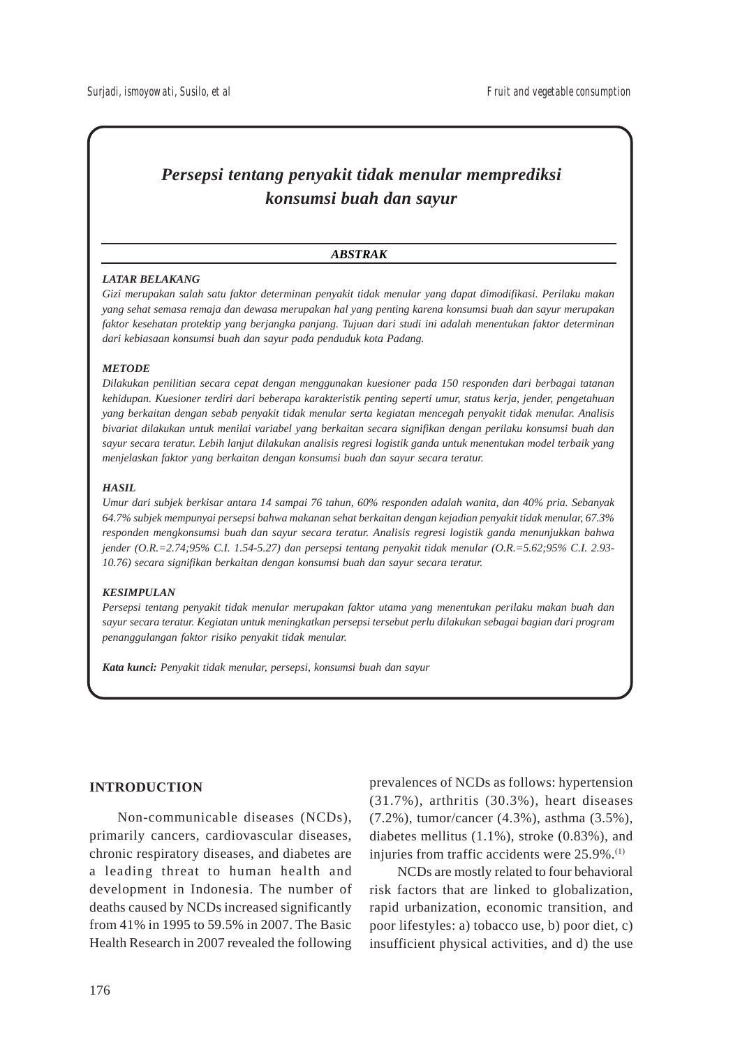# *Persepsi tentang penyakit tidak menular memprediksi konsumsi buah dan sayur*

### *ABSTRAK*

***LATAR BELAKANG***

*Gizi merupakan salah satu faktor determinan penyakit tidak menular yang dapat dimodifikasi. Perilaku makan yang sehat semasa remaja dan dewasa merupakan hal yang penting karena konsumsi buah dan sayur merupakan faktor kesehatan protektip yang berjangka panjang. Tujuan dari studi ini adalah menentukan faktor determinan dari kebiasaan konsumsi buah dan sayur pada penduduk kota Padang.*

***METODE***

*Dilakukan penilitian secara cepat dengan menggunakan kuesioner pada 150 responden dari berbagai tatanan kehidupan. Kuesioner terdiri dari beberapa karakteristik penting seperti umur, status kerja, jender, pengetahuan yang berkaitan dengan sebab penyakit tidak menular serta kegiatan mencegah penyakit tidak menular. Analisis bivariat dilakukan untuk menilai variabel yang berkaitan secara signifikan dengan perilaku konsumsi buah dan sayur secara teratur. Lebih lanjut dilakukan analisis regresi logistik ganda untuk menentukan model terbaik yang menjelaskan faktor yang berkaitan dengan konsumsi buah dan sayur secara teratur.*

***HASIL***

*Umur dari subjek berkisar antara 14 sampai 76 tahun, 60% responden adalah wanita, dan 40% pria. Sebanyak 64.7% subjek mempunyai persepsi bahwa makanan sehat berkaitan dengan kejadian penyakit tidak menular, 67.3% responden mengkonsumsi buah dan sayur secara teratur. Analisis regresi logistik ganda menunjukkan bahwa jender (O.R.=2.74;95% C.I. 1.54-5.27) dan persepsi tentang penyakit tidak menular (O.R.=5.62;95% C.I. 2.93-10.76) secara signifikan berkaitan dengan konsumsi buah dan sayur secara teratur.*

***KESIMPULAN***

*Persepsi tentang penyakit tidak menular merupakan faktor utama yang menentukan perilaku makan buah dan sayur secara teratur. Kegiatan untuk meningkatkan persepsi tersebut perlu dilakukan sebagai bagian dari program penanggulangan faktor risiko penyakit tidak menular.*

***Kata kunci:*** *Penyakit tidak menular, persepsi, konsumsi buah dan sayur*

## INTRODUCTION

Non-communicable diseases (NCDs), primarily cancers, cardiovascular diseases, chronic respiratory diseases, and diabetes are a leading threat to human health and development in Indonesia. The number of deaths caused by NCDs increased significantly from 41% in 1995 to 59.5% in 2007. The Basic Health Research in 2007 revealed the following prevalences of NCDs as follows: hypertension (31.7%), arthritis (30.3%), heart diseases (7.2%), tumor/cancer (4.3%), asthma (3.5%), diabetes mellitus (1.1%), stroke (0.83%), and injuries from traffic accidents were 25.9%.[1]

NCDs are mostly related to four behavioral risk factors that are linked to globalization, rapid urbanization, economic transition, and poor lifestyles: a) tobacco use, b) poor diet, c) insufficient physical activities, and d) the use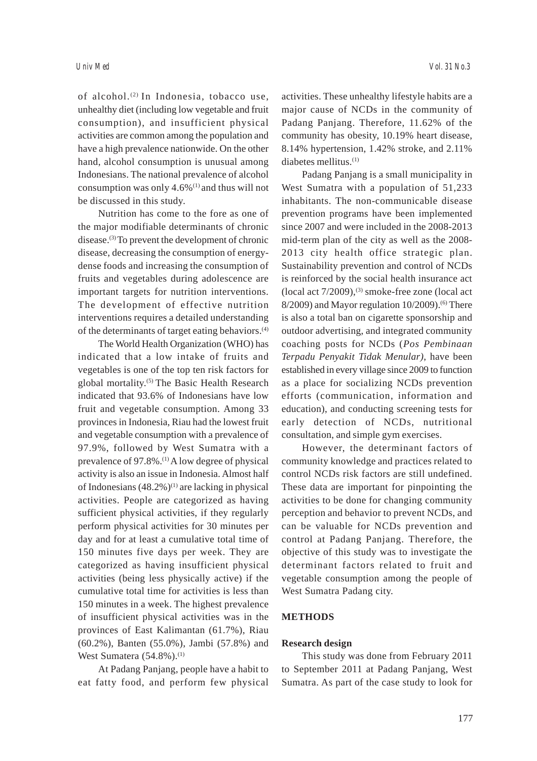of alcohol.[2] In Indonesia, tobacco use, unhealthy diet (including low vegetable and fruit consumption), and insufficient physical activities are common among the population and have a high prevalence nationwide. On the other hand, alcohol consumption is unusual among Indonesians. The national prevalence of alcohol consumption was only 4.6%[1] and thus will not be discussed in this study.

Nutrition has come to the fore as one of the major modifiable determinants of chronic disease.[3] To prevent the development of chronic disease, decreasing the consumption of energy-dense foods and increasing the consumption of fruits and vegetables during adolescence are important targets for nutrition interventions. The development of effective nutrition interventions requires a detailed understanding of the determinants of target eating behaviors.[4]

The World Health Organization (WHO) has indicated that a low intake of fruits and vegetables is one of the top ten risk factors for global mortality.[5] The Basic Health Research indicated that 93.6% of Indonesians have low fruit and vegetable consumption. Among 33 provinces in Indonesia, Riau had the lowest fruit and vegetable consumption with a prevalence of 97.9%, followed by West Sumatra with a prevalence of 97.8%.[1] A low degree of physical activity is also an issue in Indonesia. Almost half of Indonesians (48.2%)[1] are lacking in physical activities. People are categorized as having sufficient physical activities, if they regularly perform physical activities for 30 minutes per day and for at least a cumulative total time of 150 minutes five days per week. They are categorized as having insufficient physical activities (being less physically active) if the cumulative total time for activities is less than 150 minutes in a week. The highest prevalence of insufficient physical activities was in the provinces of East Kalimantan (61.7%), Riau (60.2%), Banten (55.0%), Jambi (57.8%) and West Sumatera (54.8%).[1]

At Padang Panjang, people have a habit to eat fatty food, and perform few physical activities. These unhealthy lifestyle habits are a major cause of NCDs in the community of Padang Panjang. Therefore, 11.62% of the community has obesity, 10.19% heart disease, 8.14% hypertension, 1.42% stroke, and 2.11% diabetes mellitus.[1]

Padang Panjang is a small municipality in West Sumatra with a population of 51,233 inhabitants. The non-communicable disease prevention programs have been implemented since 2007 and were included in the 2008-2013 mid-term plan of the city as well as the 2008-2013 city health office strategic plan. Sustainability prevention and control of NCDs is reinforced by the social health insurance act (local act 7/2009),[3] smoke-free zone (local act 8/2009) and Mayor regulation 10/2009).[6] There is also a total ban on cigarette sponsorship and outdoor advertising, and integrated community coaching posts for NCDs (*Pos Pembinaan Terpadu Penyakit Tidak Menular)*, have been established in every village since 2009 to function as a place for socializing NCDs prevention efforts (communication, information and education), and conducting screening tests for early detection of NCDs, nutritional consultation, and simple gym exercises.

However, the determinant factors of community knowledge and practices related to control NCDs risk factors are still undefined. These data are important for pinpointing the activities to be done for changing community perception and behavior to prevent NCDs, and can be valuable for NCDs prevention and control at Padang Panjang. Therefore, the objective of this study was to investigate the determinant factors related to fruit and vegetable consumption among the people of West Sumatra Padang city.

## METHODS

### Research design

This study was done from February 2011 to September 2011 at Padang Panjang, West Sumatra. As part of the case study to look for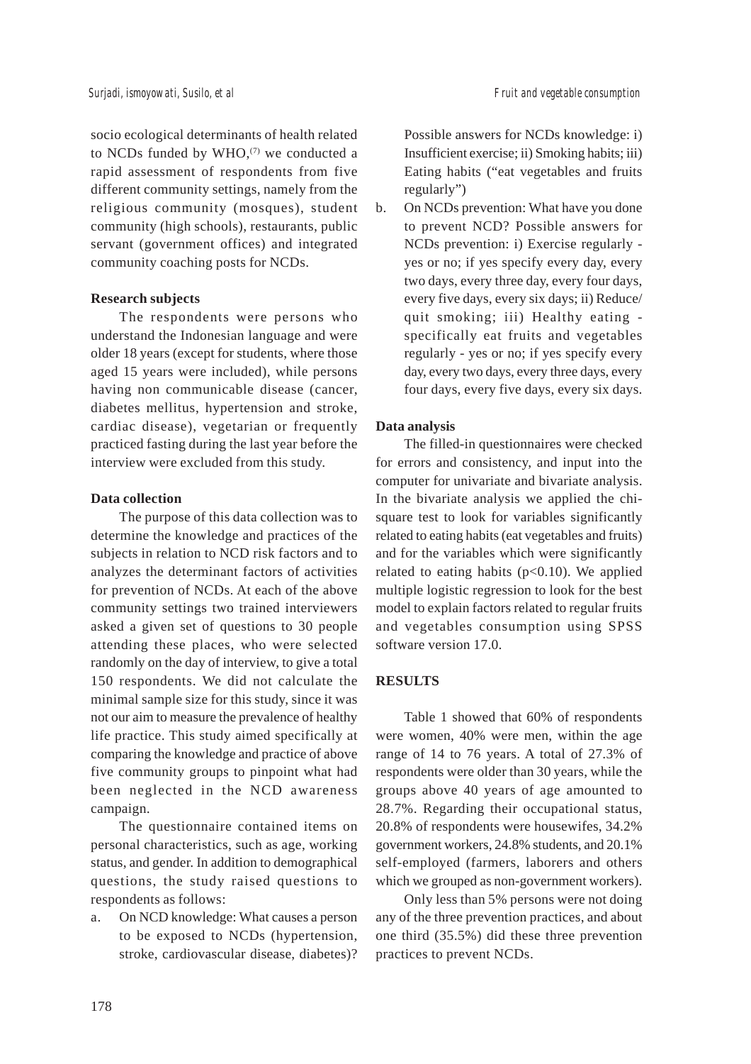socio ecological determinants of health related to NCDs funded by WHO,[7] we conducted a rapid assessment of respondents from five different community settings, namely from the religious community (mosques), student community (high schools), restaurants, public servant (government offices) and integrated community coaching posts for NCDs.

**Research subjects**

The respondents were persons who understand the Indonesian language and were older 18 years (except for students, where those aged 15 years were included), while persons having non communicable disease (cancer, diabetes mellitus, hypertension and stroke, cardiac disease), vegetarian or frequently practiced fasting during the last year before the interview were excluded from this study.

**Data collection**

The purpose of this data collection was to determine the knowledge and practices of the subjects in relation to NCD risk factors and to analyzes the determinant factors of activities for prevention of NCDs. At each of the above community settings two trained interviewers asked a given set of questions to 30 people attending these places, who were selected randomly on the day of interview, to give a total 150 respondents. We did not calculate the minimal sample size for this study, since it was not our aim to measure the prevalence of healthy life practice. This study aimed specifically at comparing the knowledge and practice of above five community groups to pinpoint what had been neglected in the NCD awareness campaign.

The questionnaire contained items on personal characteristics, such as age, working status, and gender. In addition to demographical questions, the study raised questions to respondents as follows:

a. On NCD knowledge: What causes a person to be exposed to NCDs (hypertension, stroke, cardiovascular disease, diabetes)? Possible answers for NCDs knowledge: i) Insufficient exercise; ii) Smoking habits; iii) Eating habits ("eat vegetables and fruits regularly")
b. On NCDs prevention: What have you done to prevent NCD? Possible answers for NCDs prevention: i) Exercise regularly - yes or no; if yes specify every day, every two days, every three day, every four days, every five days, every six days; ii) Reduce/ quit smoking; iii) Healthy eating - specifically eat fruits and vegetables regularly - yes or no; if yes specify every day, every two days, every three days, every four days, every five days, every six days.

**Data analysis**

The filled-in questionnaires were checked for errors and consistency, and input into the computer for univariate and bivariate analysis. In the bivariate analysis we applied the chi-square test to look for variables significantly related to eating habits (eat vegetables and fruits) and for the variables which were significantly related to eating habits ($p<0.10$). We applied multiple logistic regression to look for the best model to explain factors related to regular fruits and vegetables consumption using SPSS software version 17.0.

**RESULTS**

Table 1 showed that 60% of respondents were women, 40% were men, within the age range of 14 to 76 years. A total of 27.3% of respondents were older than 30 years, while the groups above 40 years of age amounted to 28.7%. Regarding their occupational status, 20.8% of respondents were housewifes, 34.2% government workers, 24.8% students, and 20.1% self-employed (farmers, laborers and others which we grouped as non-government workers).

Only less than 5% persons were not doing any of the three prevention practices, and about one third (35.5%) did these three prevention practices to prevent NCDs.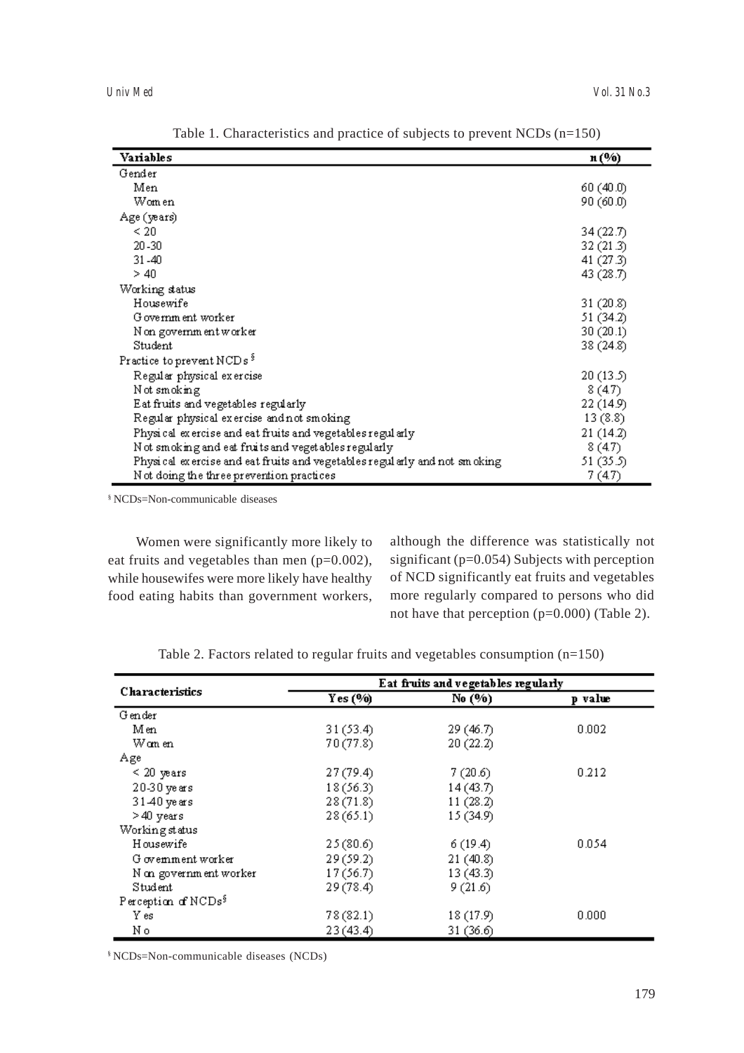Table 1. Characteristics and practice of subjects to prevent NCDs (n=150)

| Variables | n (%) |
|---|---|
| Gender | |
| Men | 60 (40.0) |
| Women | 90 (60.0) |
| Age (years) | |
| < 20 | 34 (22.7) |
| 20-30 | 32 (21.3) |
| 31-40 | 41 (27.3) |
| > 40 | 43 (28.7) |
| Working status | |
| Housewife | 31 (20.8) |
| Government worker | 51 (34.2) |
| Non government worker | 30 (20.1) |
| Student | 38 (24.8) |
| Practice to prevent NCDs[§] | |
| Regular physical exercise | 20 (13.5) |
| Not smoking | 8 (4.7) |
| Eat fruits and vegetables regularly | 22 (14.9) |
| Regular physical exercise and not smoking | 13 (8.8) |
| Physical exercise and eat fruits and vegetables regularly | 21 (14.2) |
| Not smoking and eat fruits and vegetables regularly | 8 (4.7) |
| Physical exercise and eat fruits and vegetables regularly and not smoking | 51 (35.5) |
| Not doing the three prevention practices | 7 (4.7) |

[§] NCDs=Non-communicable diseases

Women were significantly more likely to eat fruits and vegetables than men (p=0.002), while housewifes were more likely have healthy food eating habits than government workers, although the difference was statistically not significant (p=0.054) Subjects with perception of NCD significantly eat fruits and vegetables more regularly compared to persons who did not have that perception (p=0.000) (Table 2).

Table 2. Factors related to regular fruits and vegetables consumption (n=150)

| Characteristics | Eat fruits and vegetables regularly | | |
|---|---|---|---|
| | Yes (%) | No (%) | p value |
| Gender | | | |
| Men | 31 (53.4) | 29 (46.7) | 0.002 |
| Women | 70 (77.8) | 20 (22.2) | |
| Age | | | |
| < 20 years | 27 (79.4) | 7 (20.6) | 0.212 |
| 20-30 years | 18 (56.3) | 14 (43.7) | |
| 31-40 years | 28 (71.8) | 11 (28.2) | |
| > 40 years | 28 (65.1) | 15 (34.9) | |
| Working status | | | |
| Housewife | 25 (80.6) | 6 (19.4) | 0.054 |
| Government worker | 29 (59.2) | 21 (40.8) | |
| Non government worker | 17 (56.7) | 13 (43.3) | |
| Student | 29 (78.4) | 9 (21.6) | |
| Perception of NCDs[§] | | | |
| Yes | 78 (82.1) | 18 (17.9) | 0.000 |
| No | 23 (43.4) | 31 (36.6) | |

[§] NCDs=Non-communicable diseases (NCDs)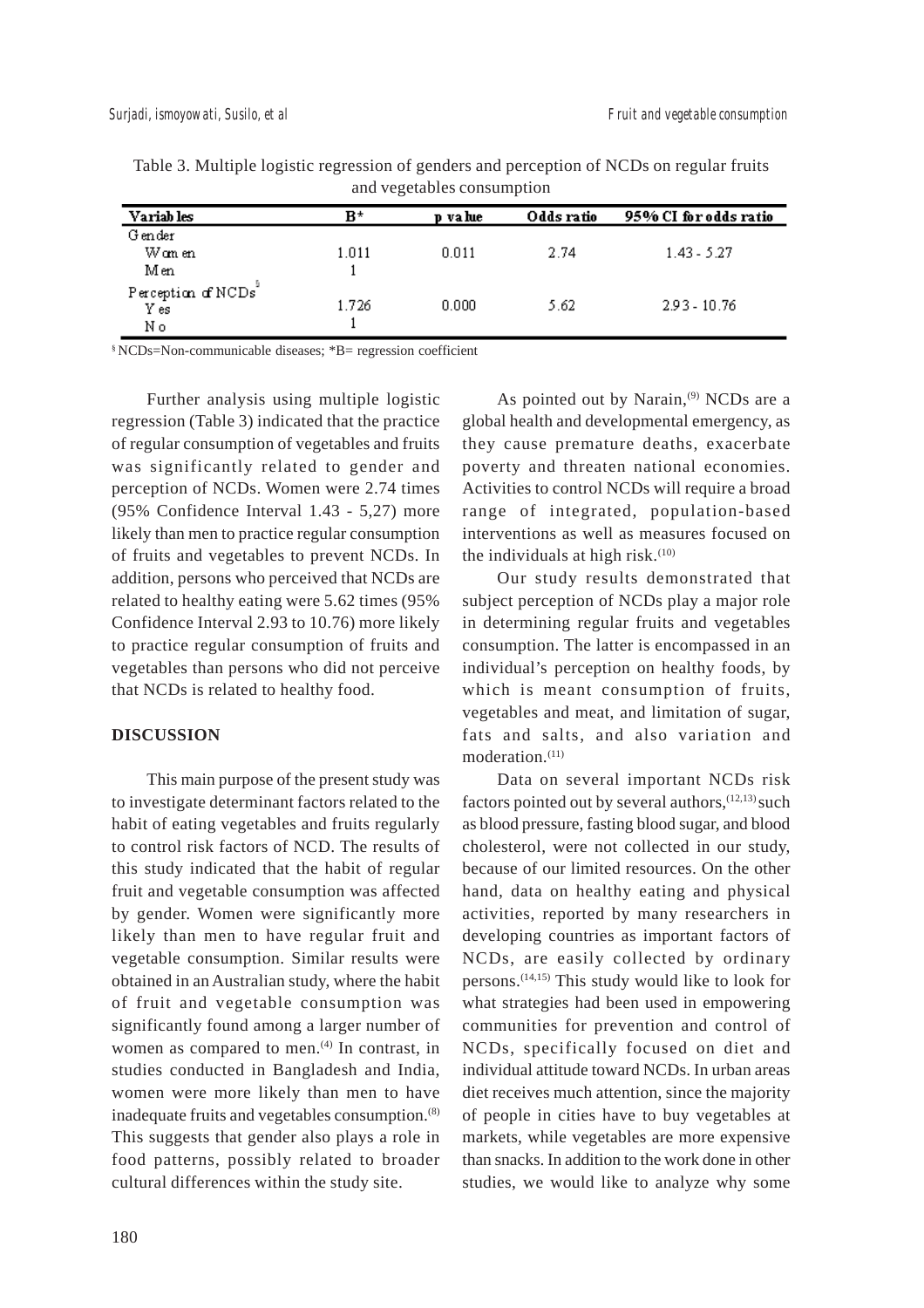Table 3. Multiple logistic regression of genders and perception of NCDs on regular fruits and vegetables consumption

| Variables | B* | p value | Odds ratio | 95% CI for odds ratio |
|---|---|---|---|---|
| Gender | | | | |
| Women | 1.011 | 0.011 | 2.74 | 1.43 - 5.27 |
| Men | 1 | | | |
| Perception of NCDs[§] | | | | |
| Yes | 1.726 | 0.000 | 5.62 | 2.93 - 10.76 |
| No | 1 | | | |

[§] NCDs=Non-communicable diseases; *B= regression coefficient

Further analysis using multiple logistic regression (Table 3) indicated that the practice of regular consumption of vegetables and fruits was significantly related to gender and perception of NCDs. Women were 2.74 times (95% Confidence Interval 1.43 - 5,27) more likely than men to practice regular consumption of fruits and vegetables to prevent NCDs. In addition, persons who perceived that NCDs are related to healthy eating were 5.62 times (95% Confidence Interval 2.93 to 10.76) more likely to practice regular consumption of fruits and vegetables than persons who did not perceive that NCDs is related to healthy food.

## DISCUSSION

This main purpose of the present study was to investigate determinant factors related to the habit of eating vegetables and fruits regularly to control risk factors of NCD. The results of this study indicated that the habit of regular fruit and vegetable consumption was affected by gender. Women were significantly more likely than men to have regular fruit and vegetable consumption. Similar results were obtained in an Australian study, where the habit of fruit and vegetable consumption was significantly found among a larger number of women as compared to men.[4] In contrast, in studies conducted in Bangladesh and India, women were more likely than men to have inadequate fruits and vegetables consumption.[8] This suggests that gender also plays a role in food patterns, possibly related to broader cultural differences within the study site.

As pointed out by Narain,[9] NCDs are a global health and developmental emergency, as they cause premature deaths, exacerbate poverty and threaten national economies. Activities to control NCDs will require a broad range of integrated, population-based interventions as well as measures focused on the individuals at high risk.[10]

Our study results demonstrated that subject perception of NCDs play a major role in determining regular fruits and vegetables consumption. The latter is encompassed in an individual's perception on healthy foods, by which is meant consumption of fruits, vegetables and meat, and limitation of sugar, fats and salts, and also variation and moderation.[11]

Data on several important NCDs risk factors pointed out by several authors,[12,13] such as blood pressure, fasting blood sugar, and blood cholesterol, were not collected in our study, because of our limited resources. On the other hand, data on healthy eating and physical activities, reported by many researchers in developing countries as important factors of NCDs, are easily collected by ordinary persons.[14,15] This study would like to look for what strategies had been used in empowering communities for prevention and control of NCDs, specifically focused on diet and individual attitude toward NCDs. In urban areas diet receives much attention, since the majority of people in cities have to buy vegetables at markets, while vegetables are more expensive than snacks. In addition to the work done in other studies, we would like to analyze why some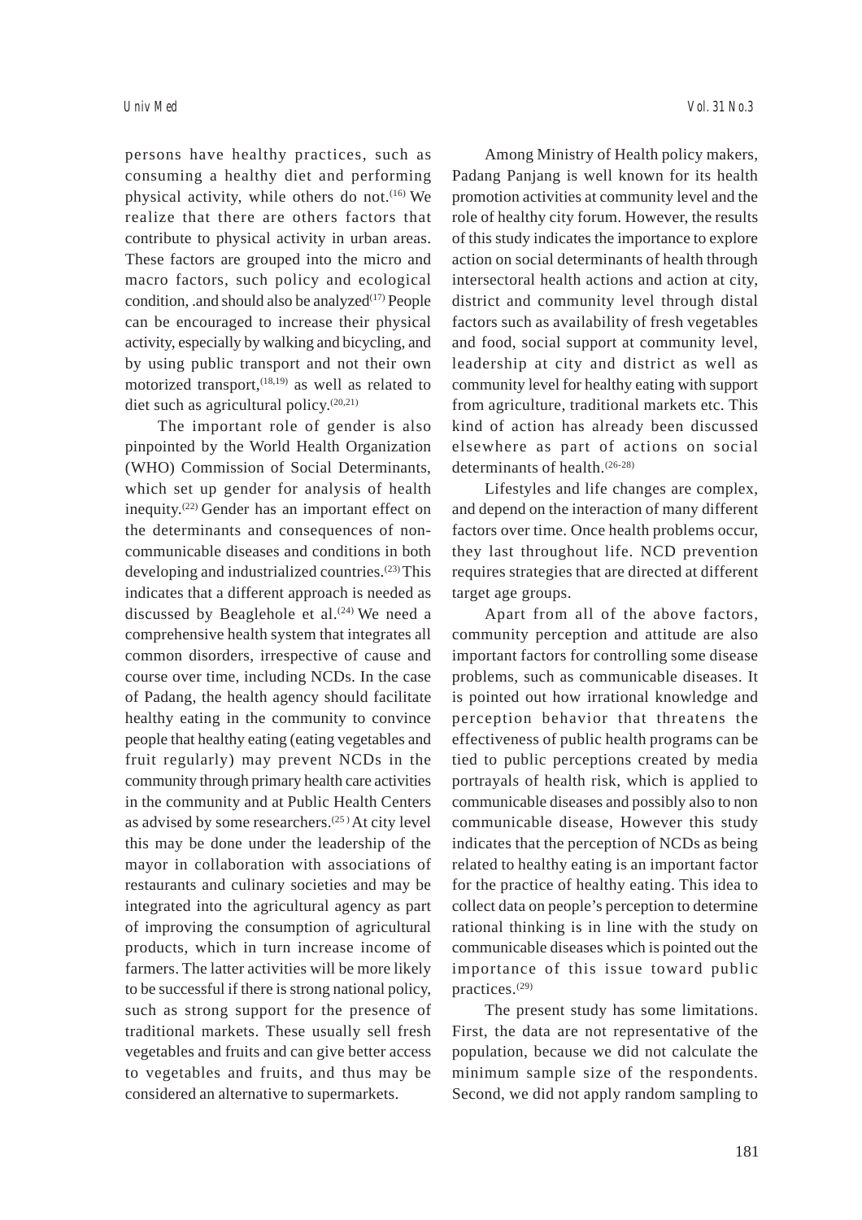persons have healthy practices, such as consuming a healthy diet and performing physical activity, while others do not.[16] We realize that there are others factors that contribute to physical activity in urban areas. These factors are grouped into the micro and macro factors, such policy and ecological condition, .and should also be analyzed[17] People can be encouraged to increase their physical activity, especially by walking and bicycling, and by using public transport and not their own motorized transport,[18,19] as well as related to diet such as agricultural policy.[20,21]

The important role of gender is also pinpointed by the World Health Organization (WHO) Commission of Social Determinants, which set up gender for analysis of health inequity.[22] Gender has an important effect on the determinants and consequences of non-communicable diseases and conditions in both developing and industrialized countries.[23] This indicates that a different approach is needed as discussed by Beaglehole et al.[24] We need a comprehensive health system that integrates all common disorders, irrespective of cause and course over time, including NCDs. In the case of Padang, the health agency should facilitate healthy eating in the community to convince people that healthy eating (eating vegetables and fruit regularly) may prevent NCDs in the community through primary health care activities in the community and at Public Health Centers as advised by some researchers.[25] At city level this may be done under the leadership of the mayor in collaboration with associations of restaurants and culinary societies and may be integrated into the agricultural agency as part of improving the consumption of agricultural products, which in turn increase income of farmers. The latter activities will be more likely to be successful if there is strong national policy, such as strong support for the presence of traditional markets. These usually sell fresh vegetables and fruits and can give better access to vegetables and fruits, and thus may be considered an alternative to supermarkets.

Among Ministry of Health policy makers, Padang Panjang is well known for its health promotion activities at community level and the role of healthy city forum. However, the results of this study indicates the importance to explore action on social determinants of health through intersectoral health actions and action at city, district and community level through distal factors such as availability of fresh vegetables and food, social support at community level, leadership at city and district as well as community level for healthy eating with support from agriculture, traditional markets etc. This kind of action has already been discussed elsewhere as part of actions on social determinants of health.[26-28]

Lifestyles and life changes are complex, and depend on the interaction of many different factors over time. Once health problems occur, they last throughout life. NCD prevention requires strategies that are directed at different target age groups.

Apart from all of the above factors, community perception and attitude are also important factors for controlling some disease problems, such as communicable diseases. It is pointed out how irrational knowledge and perception behavior that threatens the effectiveness of public health programs can be tied to public perceptions created by media portrayals of health risk, which is applied to communicable diseases and possibly also to non communicable disease, However this study indicates that the perception of NCDs as being related to healthy eating is an important factor for the practice of healthy eating. This idea to collect data on people's perception to determine rational thinking is in line with the study on communicable diseases which is pointed out the importance of this issue toward public practices.[29]

The present study has some limitations. First, the data are not representative of the population, because we did not calculate the minimum sample size of the respondents. Second, we did not apply random sampling to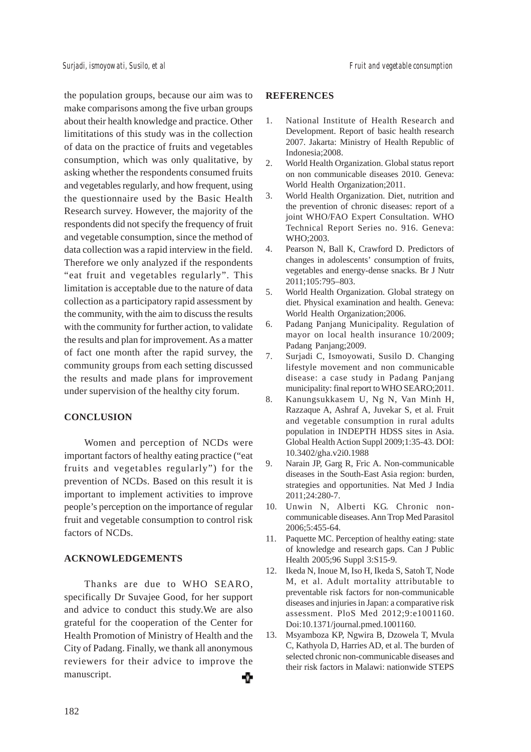the population groups, because our aim was to make comparisons among the five urban groups about their health knowledge and practice. Other limititations of this study was in the collection of data on the practice of fruits and vegetables consumption, which was only qualitative, by asking whether the respondents consumed fruits and vegetables regularly, and how frequent, using the questionnaire used by the Basic Health Research survey. However, the majority of the respondents did not specify the frequency of fruit and vegetable consumption, since the method of data collection was a rapid interview in the field. Therefore we only analyzed if the respondents "eat fruit and vegetables regularly". This limitation is acceptable due to the nature of data collection as a participatory rapid assessment by the community, with the aim to discuss the results with the community for further action, to validate the results and plan for improvement. As a matter of fact one month after the rapid survey, the community groups from each setting discussed the results and made plans for improvement under supervision of the healthy city forum.

## CONCLUSION

Women and perception of NCDs were important factors of healthy eating practice ("eat fruits and vegetables regularly") for the prevention of NCDs. Based on this result it is important to implement activities to improve people's perception on the importance of regular fruit and vegetable consumption to control risk factors of NCDs.

## ACKNOWLEDGEMENTS

Thanks are due to WHO SEARO, specifically Dr Suvajee Good, for her support and advice to conduct this study.We are also grateful for the cooperation of the Center for Health Promotion of Ministry of Health and the City of Padang. Finally, we thank all anonymous reviewers for their advice to improve the manuscript.

## REFERENCES

1. National Institute of Health Research and Development. Report of basic health research 2007. Jakarta: Ministry of Health Republic of Indonesia;2008.
2. World Health Organization. Global status report on non communicable diseases 2010. Geneva: World Health Organization;2011.
3. World Health Organization. Diet, nutrition and the prevention of chronic diseases: report of a joint WHO/FAO Expert Consultation. WHO Technical Report Series no. 916. Geneva: WHO;2003.
4. Pearson N, Ball K, Crawford D. Predictors of changes in adolescents' consumption of fruits, vegetables and energy-dense snacks. Br J Nutr 2011;105:795–803.
5. World Health Organization. Global strategy on diet. Physical examination and health. Geneva: World Health Organization;2006.
6. Padang Panjang Municipality. Regulation of mayor on local health insurance 10/2009; Padang Panjang;2009.
7. Surjadi C, Ismoyowati, Susilo D. Changing lifestyle movement and non communicable disease: a case study in Padang Panjang municipality: final report to WHO SEARO;2011.
8. Kanungsukkasem U, Ng N, Van Minh H, Razzaque A, Ashraf A, Juvekar S, et al. Fruit and vegetable consumption in rural adults population in INDEPTH HDSS sites in Asia. Global Health Action Suppl 2009;1:35-43. DOI: 10.3402/gha.v2i0.1988
9. Narain JP, Garg R, Fric A. Non-communicable diseases in the South-East Asia region: burden, strategies and opportunities. Nat Med J India 2011;24:280-7.
10. Unwin N, Alberti KG. Chronic non-communicable diseases. Ann Trop Med Parasitol 2006;5:455-64.
11. Paquette MC. Perception of healthy eating: state of knowledge and research gaps. Can J Public Health 2005;96 Suppl 3:S15-9.
12. Ikeda N, Inoue M, Iso H, Ikeda S, Satoh T, Node M, et al. Adult mortality attributable to preventable risk factors for non-communicable diseases and injuries in Japan: a comparative risk assessment. PloS Med 2012;9:e1001160. Doi:10.1371/journal.pmed.1001160.
13. Msyamboza KP, Ngwira B, Dzowela T, Mvula C, Kathyola D, Harries AD, et al. The burden of selected chronic non-communicable diseases and their risk factors in Malawi: nationwide STEPS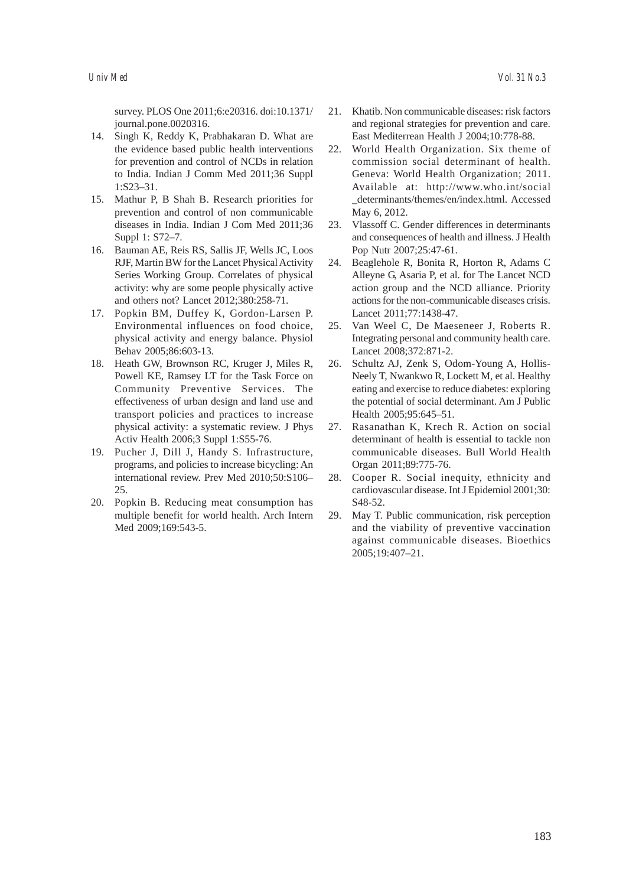survey. PLOS One 2011;6:e20316. doi:10.1371/journal.pone.0020316.

14. Singh K, Reddy K, Prabhakaran D. What are the evidence based public health interventions for prevention and control of NCDs in relation to India. Indian J Comm Med 2011;36 Suppl 1:S23–31.
15. Mathur P, B Shah B. Research priorities for prevention and control of non communicable diseases in India. Indian J Com Med 2011;36 Suppl 1: S72–7.
16. Bauman AE, Reis RS, Sallis JF, Wells JC, Loos RJF, Martin BW for the Lancet Physical Activity Series Working Group. Correlates of physical activity: why are some people physically active and others not? Lancet 2012;380:258-71.
17. Popkin BM, Duffey K, Gordon-Larsen P. Environmental influences on food choice, physical activity and energy balance. Physiol Behav 2005;86:603-13.
18. Heath GW, Brownson RC, Kruger J, Miles R, Powell KE, Ramsey LT for the Task Force on Community Preventive Services. The effectiveness of urban design and land use and transport policies and practices to increase physical activity: a systematic review. J Phys Activ Health 2006;3 Suppl 1:S55-76.
19. Pucher J, Dill J, Handy S. Infrastructure, programs, and policies to increase bicycling: An international review. Prev Med 2010;50:S106–25.
20. Popkin B. Reducing meat consumption has multiple benefit for world health. Arch Intern Med 2009;169:543-5.
21. Khatib. Non communicable diseases: risk factors and regional strategies for prevention and care. East Mediterrean Health J 2004;10:778-88.
22. World Health Organization. Six theme of commission social determinant of health. Geneva: World Health Organization; 2011. Available at: http://www.who.int/social_determinants/themes/en/index.html. Accessed May 6, 2012.
23. Vlassoff C. Gender differences in determinants and consequences of health and illness. J Health Pop Nutr 2007;25:47-61.
24. Beaglehole R, Bonita R, Horton R, Adams C Alleyne G, Asaria P, et al. for The Lancet NCD action group and the NCD alliance. Priority actions for the non-communicable diseases crisis. Lancet 2011;77:1438-47.
25. Van Weel C, De Maeseneer J, Roberts R. Integrating personal and community health care. Lancet 2008;372:871-2.
26. Schultz AJ, Zenk S, Odom-Young A, Hollis-Neely T, Nwankwo R, Lockett M, et al. Healthy eating and exercise to reduce diabetes: exploring the potential of social determinant. Am J Public Health 2005;95:645–51.
27. Rasanathan K, Krech R. Action on social determinant of health is essential to tackle non communicable diseases. Bull World Health Organ 2011;89:775-76.
28. Cooper R. Social inequity, ethnicity and cardiovascular disease. Int J Epidemiol 2001;30: S48-52.
29. May T. Public communication, risk perception and the viability of preventive vaccination against communicable diseases. Bioethics 2005;19:407–21.